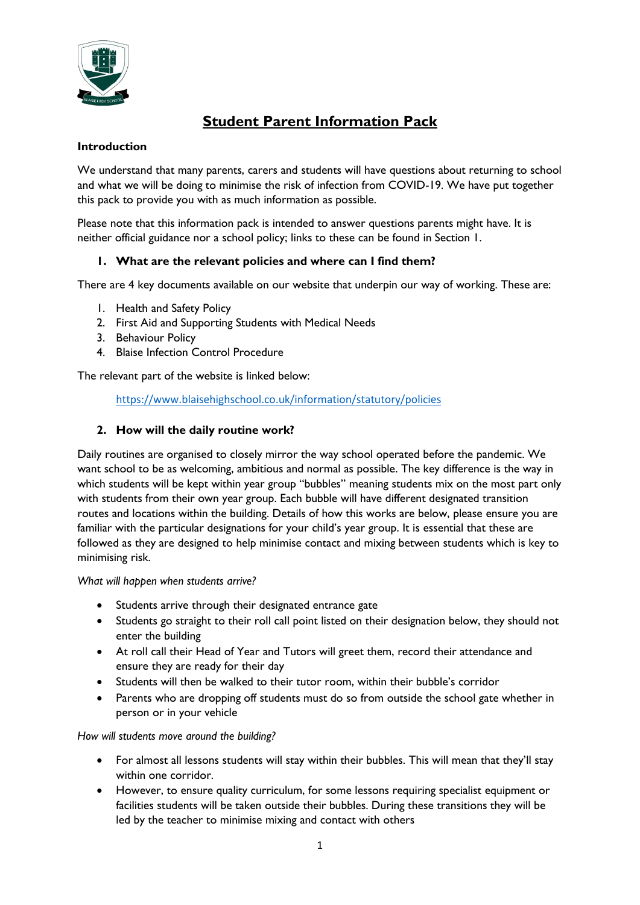# Student Parent Information Pack

**Introduction**

We understand that many parents, carers and students will have questions about returning to school and what we will be doing to minimise the risk of infection from COVID-19. We have put together this pack to provide you with as much information as possible.

Please note that this information pack is intended to answer questions parents might have. It is neither official guidance nor a school policy; links to these can be found in Section 1.

## 1. What are the relevant policies and where can I find them?

There are 4 key documents available on our website that underpin our way of working. These are:

1. Health and Safety Policy
2. First Aid and Supporting Students with Medical Needs
3. Behaviour Policy
4. Blaise Infection Control Procedure

The relevant part of the website is linked below:

https://www.blaisehighschool.co.uk/information/statutory/policies

## 2. How will the daily routine work?

Daily routines are organised to closely mirror the way school operated before the pandemic. We want school to be as welcoming, ambitious and normal as possible. The key difference is the way in which students will be kept within year group "bubbles" meaning students mix on the most part only with students from their own year group. Each bubble will have different designated transition routes and locations within the building. Details of how this works are below, please ensure you are familiar with the particular designations for your child's year group. It is essential that these are followed as they are designed to help minimise contact and mixing between students which is key to minimising risk.

*What will happen when students arrive?*

- Students arrive through their designated entrance gate
- Students go straight to their roll call point listed on their designation below, they should not enter the building
- At roll call their Head of Year and Tutors will greet them, record their attendance and ensure they are ready for their day
- Students will then be walked to their tutor room, within their bubble's corridor
- Parents who are dropping off students must do so from outside the school gate whether in person or in your vehicle

*How will students move around the building?*

- For almost all lessons students will stay within their bubbles. This will mean that they'll stay within one corridor.
- However, to ensure quality curriculum, for some lessons requiring specialist equipment or facilities students will be taken outside their bubbles. During these transitions they will be led by the teacher to minimise mixing and contact with others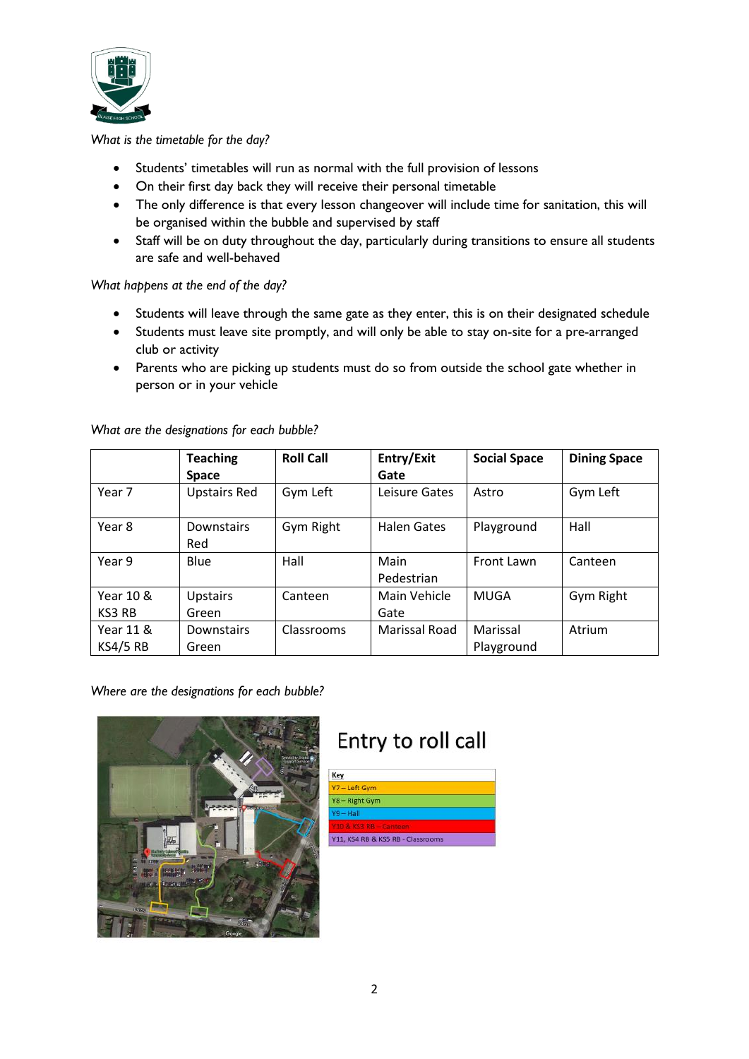*What is the timetable for the day?*

- Students' timetables will run as normal with the full provision of lessons
- On their first day back they will receive their personal timetable
- The only difference is that every lesson changeover will include time for sanitation, this will be organised within the bubble and supervised by staff
- Staff will be on duty throughout the day, particularly during transitions to ensure all students are safe and well-behaved

*What happens at the end of the day?*

- Students will leave through the same gate as they enter, this is on their designated schedule
- Students must leave site promptly, and will only be able to stay on-site for a pre-arranged club or activity
- Parents who are picking up students must do so from outside the school gate whether in person or in your vehicle

*What are the designations for each bubble?*

| | Teaching Space | Roll Call | Entry/Exit Gate | Social Space | Dining Space |
|---|---|---|---|---|---|
| Year 7 | Upstairs Red | Gym Left | Leisure Gates | Astro | Gym Left |
| Year 8 | Downstairs Red | Gym Right | Halen Gates | Playground | Hall |
| Year 9 | Blue | Hall | Main Pedestrian | Front Lawn | Canteen |
| Year 10 & KS3 RB | Upstairs Green | Canteen | Main Vehicle Gate | MUGA | Gym Right |
| Year 11 & KS4/5 RB | Downstairs Green | Classrooms | Marissal Road | Marissal Playground | Atrium |

*Where are the designations for each bubble?*

Entry to roll call

Key

Y7 – Left Gym

Y8 – Right Gym

Y9 – Hall

Y10 & KS3 RB – Canteen

Y11, KS4 RB & KS5 RB - Classrooms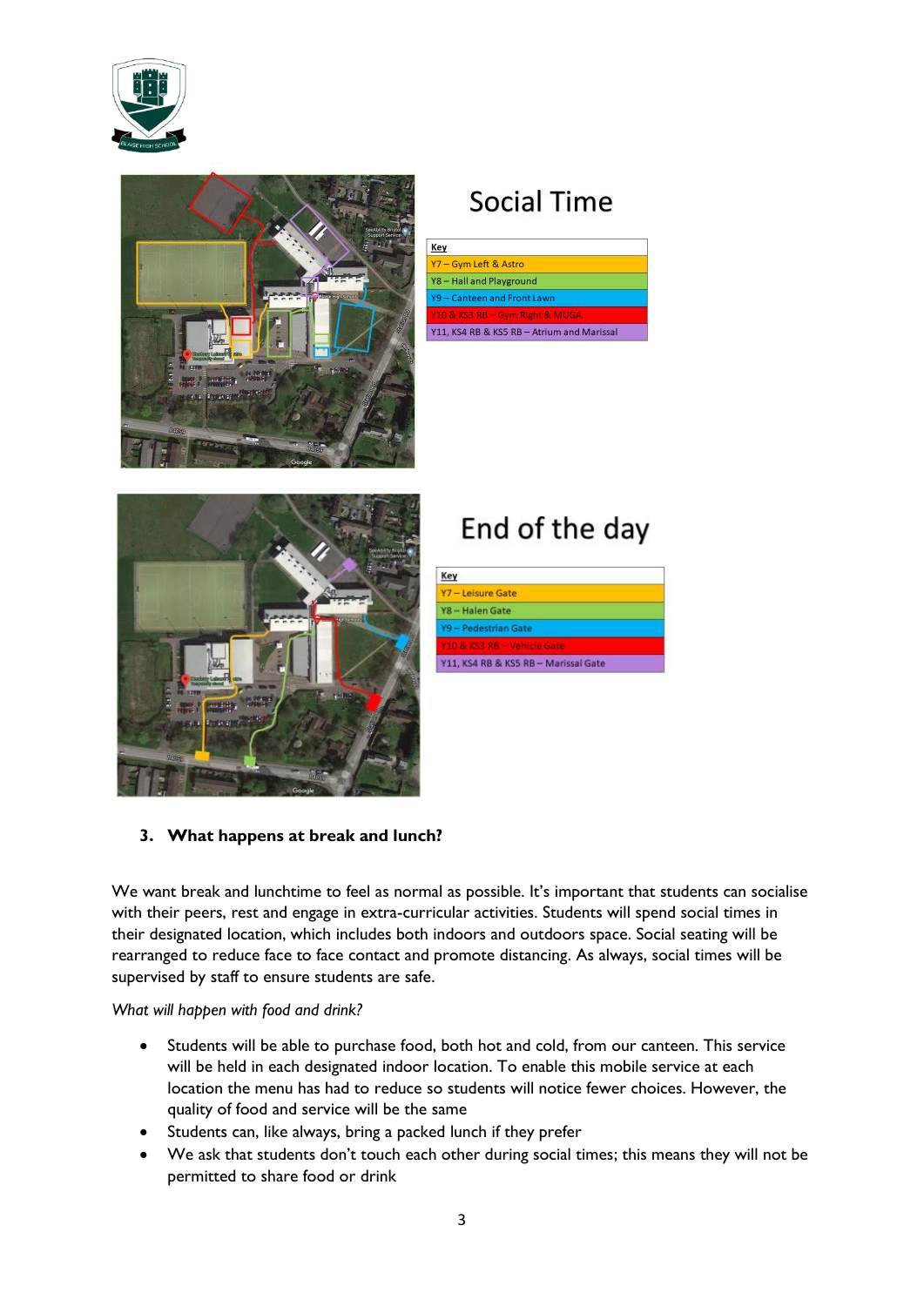## Social Time

| Key |
| --- |
| Y7 – Gym Left & Astro |
| Y8 – Hall and Playground |
| Y9 – Canteen and Front Lawn |
| Y10 & KS3 RB – Gym Right & MUGA |
| Y11, KS4 RB & KS5 RB – Atrium and Marissal |

## End of the day

| Key |
| --- |
| Y7 – Leisure Gate |
| Y8 – Halen Gate |
| Y9 – Pedestrian Gate |
| Y10 & KS3 RB – Vehicle Gate |
| Y11, KS4 RB & KS5 RB – Marissal Gate |

### 3. What happens at break and lunch?

We want break and lunchtime to feel as normal as possible. It's important that students can socialise with their peers, rest and engage in extra-curricular activities. Students will spend social times in their designated location, which includes both indoors and outdoors space. Social seating will be rearranged to reduce face to face contact and promote distancing. As always, social times will be supervised by staff to ensure students are safe.

*What will happen with food and drink?*

- Students will be able to purchase food, both hot and cold, from our canteen. This service will be held in each designated indoor location. To enable this mobile service at each location the menu has had to reduce so students will notice fewer choices. However, the quality of food and service will be the same
- Students can, like always, bring a packed lunch if they prefer
- We ask that students don't touch each other during social times; this means they will not be permitted to share food or drink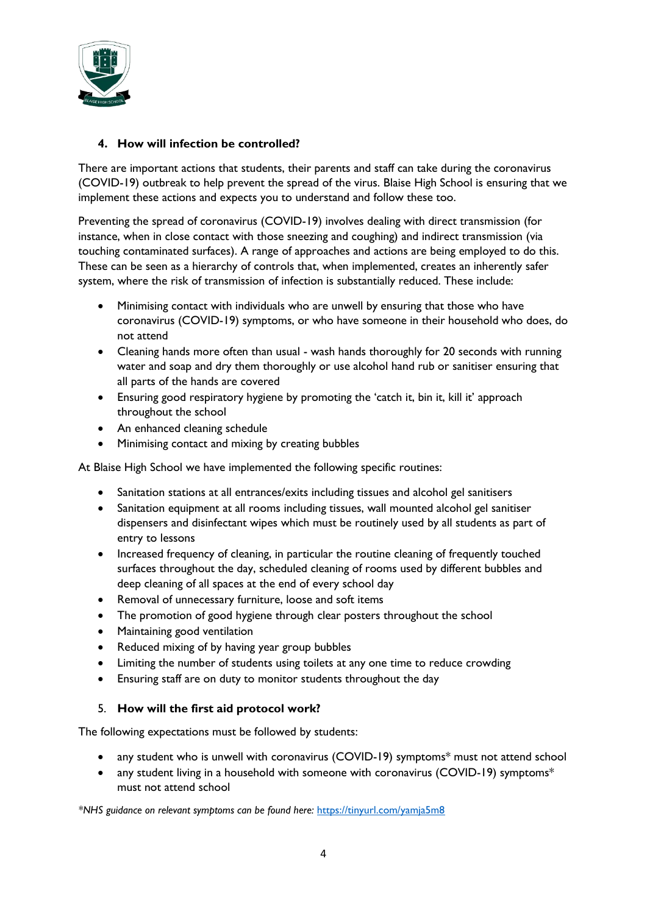## 4. How will infection be controlled?

There are important actions that students, their parents and staff can take during the coronavirus (COVID-19) outbreak to help prevent the spread of the virus. Blaise High School is ensuring that we implement these actions and expects you to understand and follow these too.

Preventing the spread of coronavirus (COVID-19) involves dealing with direct transmission (for instance, when in close contact with those sneezing and coughing) and indirect transmission (via touching contaminated surfaces). A range of approaches and actions are being employed to do this. These can be seen as a hierarchy of controls that, when implemented, creates an inherently safer system, where the risk of transmission of infection is substantially reduced. These include:

- Minimising contact with individuals who are unwell by ensuring that those who have coronavirus (COVID-19) symptoms, or who have someone in their household who does, do not attend
- Cleaning hands more often than usual - wash hands thoroughly for 20 seconds with running water and soap and dry them thoroughly or use alcohol hand rub or sanitiser ensuring that all parts of the hands are covered
- Ensuring good respiratory hygiene by promoting the 'catch it, bin it, kill it' approach throughout the school
- An enhanced cleaning schedule
- Minimising contact and mixing by creating bubbles

At Blaise High School we have implemented the following specific routines:

- Sanitation stations at all entrances/exits including tissues and alcohol gel sanitisers
- Sanitation equipment at all rooms including tissues, wall mounted alcohol gel sanitiser dispensers and disinfectant wipes which must be routinely used by all students as part of entry to lessons
- Increased frequency of cleaning, in particular the routine cleaning of frequently touched surfaces throughout the day, scheduled cleaning of rooms used by different bubbles and deep cleaning of all spaces at the end of every school day
- Removal of unnecessary furniture, loose and soft items
- The promotion of good hygiene through clear posters throughout the school
- Maintaining good ventilation
- Reduced mixing of by having year group bubbles
- Limiting the number of students using toilets at any one time to reduce crowding
- Ensuring staff are on duty to monitor students throughout the day

## 5. How will the first aid protocol work?

The following expectations must be followed by students:

- any student who is unwell with coronavirus (COVID-19) symptoms* must not attend school
- any student living in a household with someone with coronavirus (COVID-19) symptoms* must not attend school

*\*NHS guidance on relevant symptoms can be found here:* [https://tinyurl.com/yamja5m8](https://tinyurl.com/yamja5m8)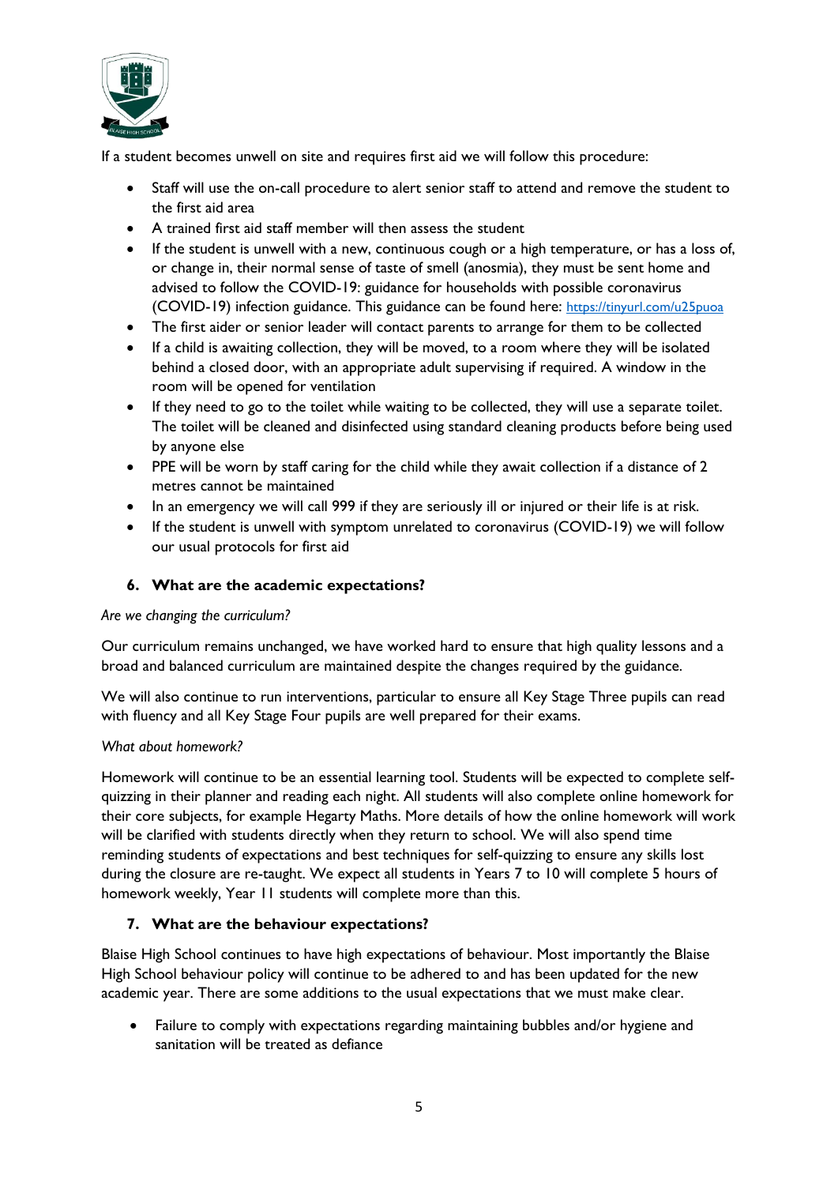If a student becomes unwell on site and requires first aid we will follow this procedure:

- Staff will use the on-call procedure to alert senior staff to attend and remove the student to the first aid area
- A trained first aid staff member will then assess the student
- If the student is unwell with a new, continuous cough or a high temperature, or has a loss of, or change in, their normal sense of taste of smell (anosmia), they must be sent home and advised to follow the COVID-19: guidance for households with possible coronavirus (COVID-19) infection guidance. This guidance can be found here: https://tinyurl.com/u25puoa
- The first aider or senior leader will contact parents to arrange for them to be collected
- If a child is awaiting collection, they will be moved, to a room where they will be isolated behind a closed door, with an appropriate adult supervising if required. A window in the room will be opened for ventilation
- If they need to go to the toilet while waiting to be collected, they will use a separate toilet. The toilet will be cleaned and disinfected using standard cleaning products before being used by anyone else
- PPE will be worn by staff caring for the child while they await collection if a distance of 2 metres cannot be maintained
- In an emergency we will call 999 if they are seriously ill or injured or their life is at risk.
- If the student is unwell with symptom unrelated to coronavirus (COVID-19) we will follow our usual protocols for first aid

## 6. What are the academic expectations?

*Are we changing the curriculum?*

Our curriculum remains unchanged, we have worked hard to ensure that high quality lessons and a broad and balanced curriculum are maintained despite the changes required by the guidance.

We will also continue to run interventions, particular to ensure all Key Stage Three pupils can read with fluency and all Key Stage Four pupils are well prepared for their exams.

*What about homework?*

Homework will continue to be an essential learning tool. Students will be expected to complete self-quizzing in their planner and reading each night. All students will also complete online homework for their core subjects, for example Hegarty Maths. More details of how the online homework will work will be clarified with students directly when they return to school. We will also spend time reminding students of expectations and best techniques for self-quizzing to ensure any skills lost during the closure are re-taught. We expect all students in Years 7 to 10 will complete 5 hours of homework weekly, Year 11 students will complete more than this.

## 7. What are the behaviour expectations?

Blaise High School continues to have high expectations of behaviour. Most importantly the Blaise High School behaviour policy will continue to be adhered to and has been updated for the new academic year. There are some additions to the usual expectations that we must make clear.

- Failure to comply with expectations regarding maintaining bubbles and/or hygiene and sanitation will be treated as defiance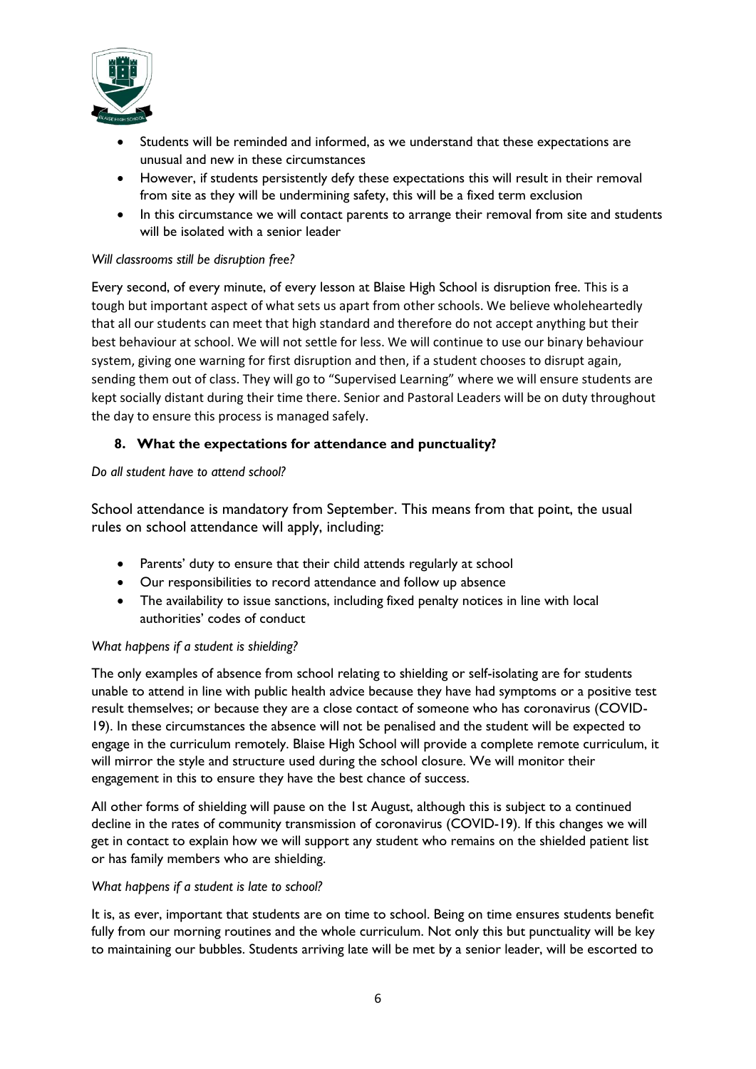- Students will be reminded and informed, as we understand that these expectations are unusual and new in these circumstances
- However, if students persistently defy these expectations this will result in their removal from site as they will be undermining safety, this will be a fixed term exclusion
- In this circumstance we will contact parents to arrange their removal from site and students will be isolated with a senior leader

*Will classrooms still be disruption free?*

Every second, of every minute, of every lesson at Blaise High School is disruption free. This is a tough but important aspect of what sets us apart from other schools. We believe wholeheartedly that all our students can meet that high standard and therefore do not accept anything but their best behaviour at school. We will not settle for less. We will continue to use our binary behaviour system, giving one warning for first disruption and then, if a student chooses to disrupt again, sending them out of class. They will go to "Supervised Learning" where we will ensure students are kept socially distant during their time there. Senior and Pastoral Leaders will be on duty throughout the day to ensure this process is managed safely.

## 8. What the expectations for attendance and punctuality?

*Do all student have to attend school?*

School attendance is mandatory from September. This means from that point, the usual rules on school attendance will apply, including:

- Parents' duty to ensure that their child attends regularly at school
- Our responsibilities to record attendance and follow up absence
- The availability to issue sanctions, including fixed penalty notices in line with local authorities' codes of conduct

*What happens if a student is shielding?*

The only examples of absence from school relating to shielding or self-isolating are for students unable to attend in line with public health advice because they have had symptoms or a positive test result themselves; or because they are a close contact of someone who has coronavirus (COVID-19). In these circumstances the absence will not be penalised and the student will be expected to engage in the curriculum remotely. Blaise High School will provide a complete remote curriculum, it will mirror the style and structure used during the school closure. We will monitor their engagement in this to ensure they have the best chance of success.

All other forms of shielding will pause on the 1st August, although this is subject to a continued decline in the rates of community transmission of coronavirus (COVID-19). If this changes we will get in contact to explain how we will support any student who remains on the shielded patient list or has family members who are shielding.

*What happens if a student is late to school?*

It is, as ever, important that students are on time to school. Being on time ensures students benefit fully from our morning routines and the whole curriculum. Not only this but punctuality will be key to maintaining our bubbles. Students arriving late will be met by a senior leader, will be escorted to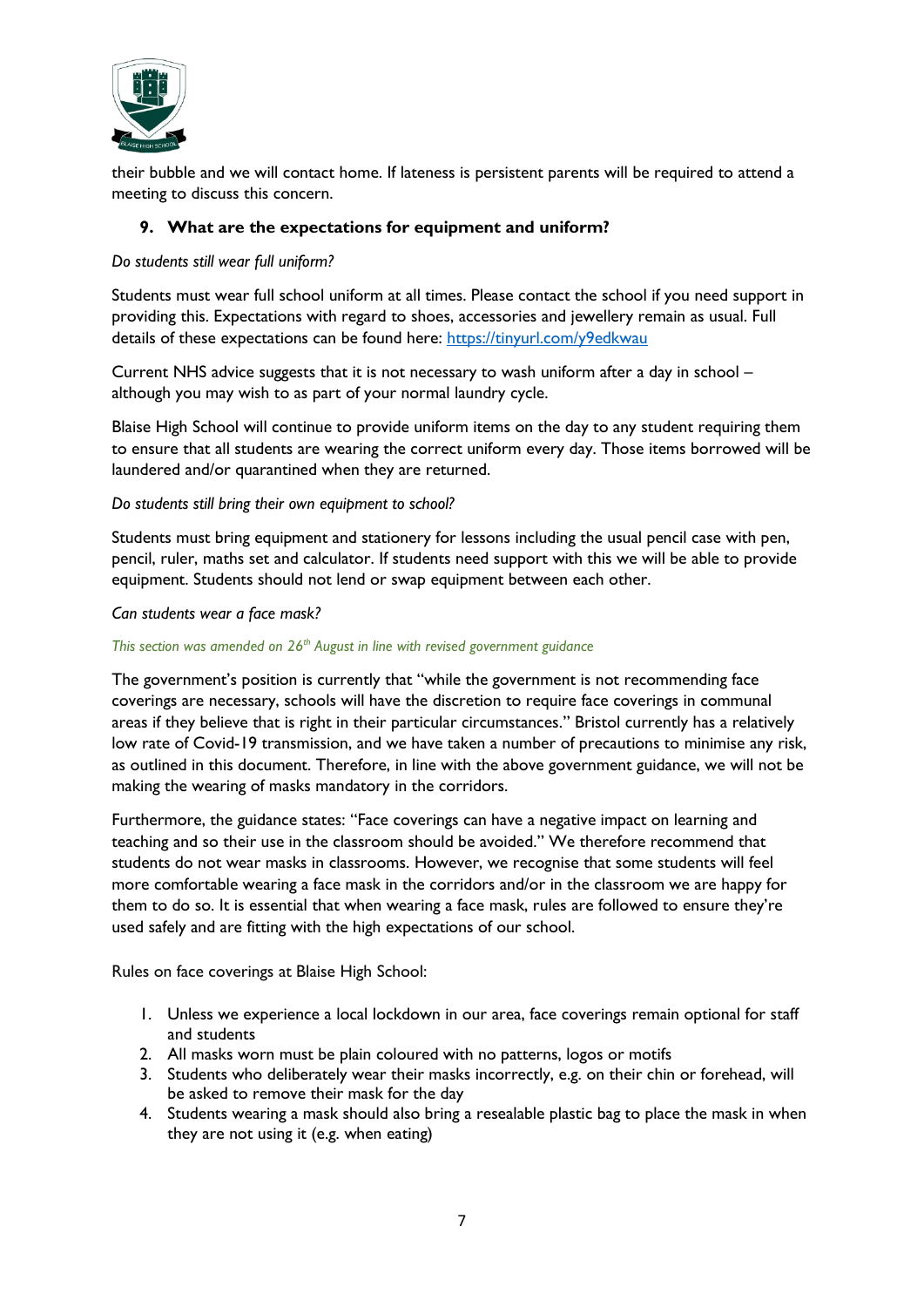their bubble and we will contact home. If lateness is persistent parents will be required to attend a meeting to discuss this concern.

## 9. What are the expectations for equipment and uniform?

*Do students still wear full uniform?*

Students must wear full school uniform at all times. Please contact the school if you need support in providing this. Expectations with regard to shoes, accessories and jewellery remain as usual. Full details of these expectations can be found here: https://tinyurl.com/y9edkwau

Current NHS advice suggests that it is not necessary to wash uniform after a day in school – although you may wish to as part of your normal laundry cycle.

Blaise High School will continue to provide uniform items on the day to any student requiring them to ensure that all students are wearing the correct uniform every day. Those items borrowed will be laundered and/or quarantined when they are returned.

*Do students still bring their own equipment to school?*

Students must bring equipment and stationery for lessons including the usual pencil case with pen, pencil, ruler, maths set and calculator. If students need support with this we will be able to provide equipment. Students should not lend or swap equipment between each other.

*Can students wear a face mask?*

*This section was amended on 26th August in line with revised government guidance*

The government's position is currently that "while the government is not recommending face coverings are necessary, schools will have the discretion to require face coverings in communal areas if they believe that is right in their particular circumstances." Bristol currently has a relatively low rate of Covid-19 transmission, and we have taken a number of precautions to minimise any risk, as outlined in this document. Therefore, in line with the above government guidance, we will not be making the wearing of masks mandatory in the corridors.

Furthermore, the guidance states: "Face coverings can have a negative impact on learning and teaching and so their use in the classroom should be avoided." We therefore recommend that students do not wear masks in classrooms. However, we recognise that some students will feel more comfortable wearing a face mask in the corridors and/or in the classroom we are happy for them to do so. It is essential that when wearing a face mask, rules are followed to ensure they're used safely and are fitting with the high expectations of our school.

Rules on face coverings at Blaise High School:

1. Unless we experience a local lockdown in our area, face coverings remain optional for staff and students
2. All masks worn must be plain coloured with no patterns, logos or motifs
3. Students who deliberately wear their masks incorrectly, e.g. on their chin or forehead, will be asked to remove their mask for the day
4. Students wearing a mask should also bring a resealable plastic bag to place the mask in when they are not using it (e.g. when eating)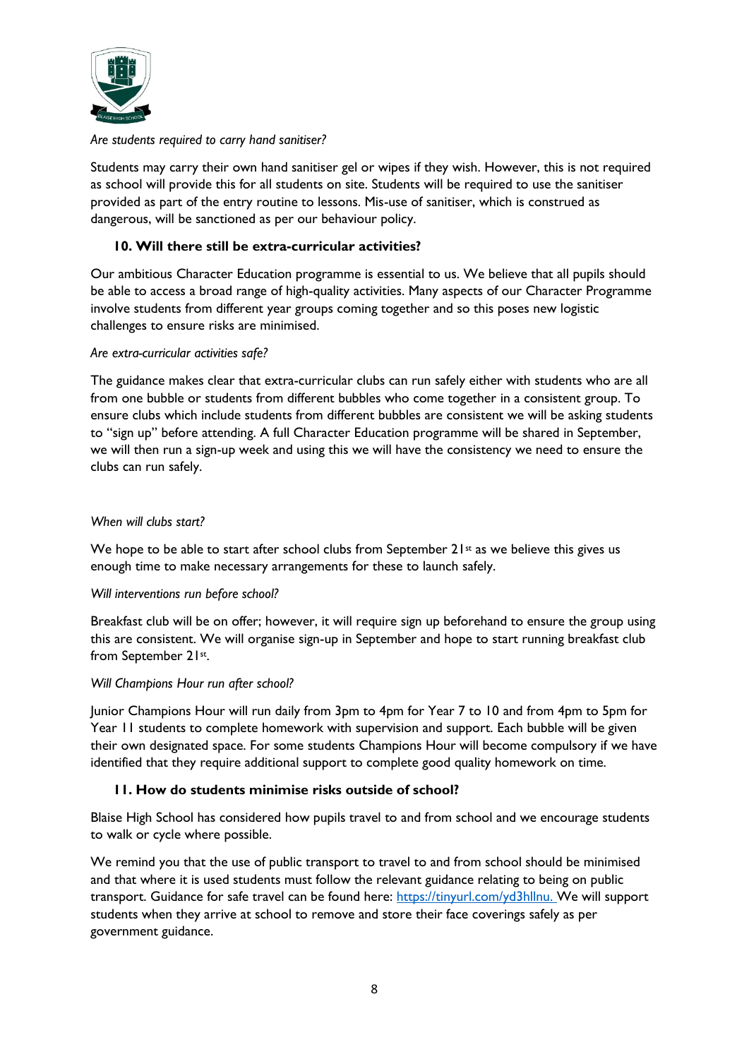*Are students required to carry hand sanitiser?*

Students may carry their own hand sanitiser gel or wipes if they wish. However, this is not required as school will provide this for all students on site. Students will be required to use the sanitiser provided as part of the entry routine to lessons. Mis-use of sanitiser, which is construed as dangerous, will be sanctioned as per our behaviour policy.

## 10. Will there still be extra-curricular activities?

Our ambitious Character Education programme is essential to us. We believe that all pupils should be able to access a broad range of high-quality activities. Many aspects of our Character Programme involve students from different year groups coming together and so this poses new logistic challenges to ensure risks are minimised.

*Are extra-curricular activities safe?*

The guidance makes clear that extra-curricular clubs can run safely either with students who are all from one bubble or students from different bubbles who come together in a consistent group. To ensure clubs which include students from different bubbles are consistent we will be asking students to "sign up" before attending. A full Character Education programme will be shared in September, we will then run a sign-up week and using this we will have the consistency we need to ensure the clubs can run safely.

*When will clubs start?*

We hope to be able to start after school clubs from September 21st as we believe this gives us enough time to make necessary arrangements for these to launch safely.

*Will interventions run before school?*

Breakfast club will be on offer; however, it will require sign up beforehand to ensure the group using this are consistent. We will organise sign-up in September and hope to start running breakfast club from September 21st.

*Will Champions Hour run after school?*

Junior Champions Hour will run daily from 3pm to 4pm for Year 7 to 10 and from 4pm to 5pm for Year 11 students to complete homework with supervision and support. Each bubble will be given their own designated space. For some students Champions Hour will become compulsory if we have identified that they require additional support to complete good quality homework on time.

## 11. How do students minimise risks outside of school?

Blaise High School has considered how pupils travel to and from school and we encourage students to walk or cycle where possible.

We remind you that the use of public transport to travel to and from school should be minimised and that where it is used students must follow the relevant guidance relating to being on public transport. Guidance for safe travel can be found here: https://tinyurl.com/yd3hllnu. We will support students when they arrive at school to remove and store their face coverings safely as per government guidance.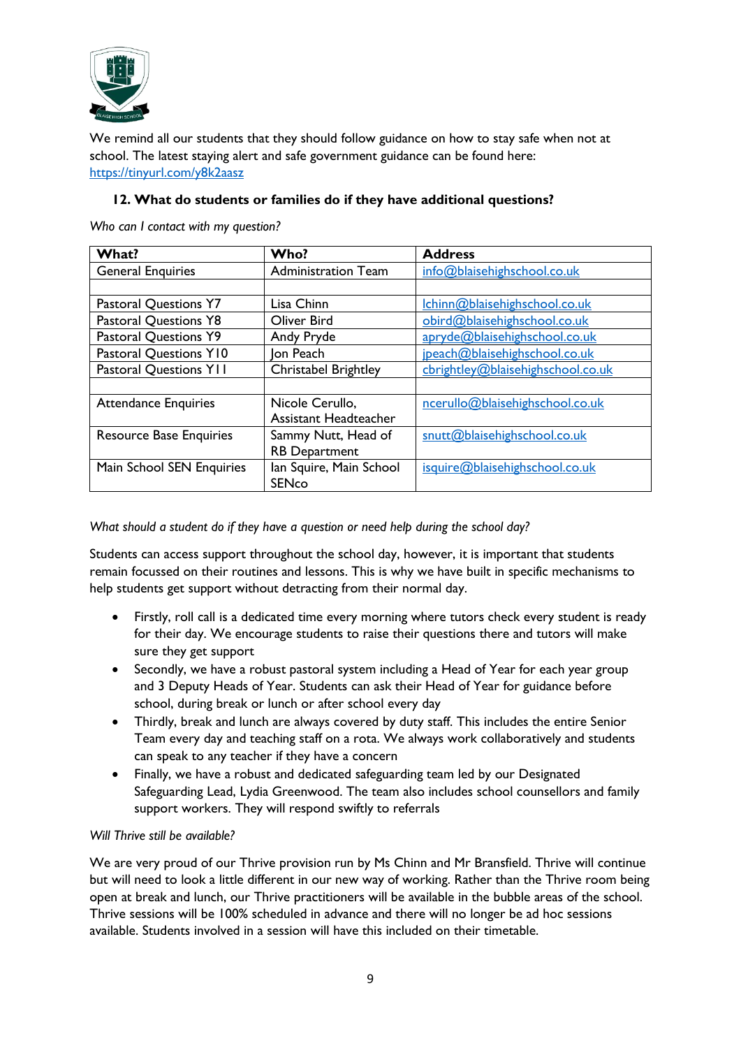We remind all our students that they should follow guidance on how to stay safe when not at school. The latest staying alert and safe government guidance can be found here: https://tinyurl.com/y8k2aasz

### 12. What do students or families do if they have additional questions?

*Who can I contact with my question?*

| What? | Who? | Address |
|---|---|---|
| General Enquiries | Administration Team | info@blaisehighschool.co.uk |
| | | |
| Pastoral Questions Y7 | Lisa Chinn | lchinn@blaisehighschool.co.uk |
| Pastoral Questions Y8 | Oliver Bird | obird@blaisehighschool.co.uk |
| Pastoral Questions Y9 | Andy Pryde | apryde@blaisehighschool.co.uk |
| Pastoral Questions Y10 | Jon Peach | jpeach@blaisehighschool.co.uk |
| Pastoral Questions Y11 | Christabel Brightley | cbrightley@blaisehighschool.co.uk |
| | | |
| Attendance Enquiries | Nicole Cerullo, Assistant Headteacher | ncerullo@blaisehighschool.co.uk |
| Resource Base Enquiries | Sammy Nutt, Head of RB Department | snutt@blaisehighschool.co.uk |
| Main School SEN Enquiries | Ian Squire, Main School SENco | isquire@blaisehighschool.co.uk |

*What should a student do if they have a question or need help during the school day?*

Students can access support throughout the school day, however, it is important that students remain focussed on their routines and lessons. This is why we have built in specific mechanisms to help students get support without detracting from their normal day.

- Firstly, roll call is a dedicated time every morning where tutors check every student is ready for their day. We encourage students to raise their questions there and tutors will make sure they get support
- Secondly, we have a robust pastoral system including a Head of Year for each year group and 3 Deputy Heads of Year. Students can ask their Head of Year for guidance before school, during break or lunch or after school every day
- Thirdly, break and lunch are always covered by duty staff. This includes the entire Senior Team every day and teaching staff on a rota. We always work collaboratively and students can speak to any teacher if they have a concern
- Finally, we have a robust and dedicated safeguarding team led by our Designated Safeguarding Lead, Lydia Greenwood. The team also includes school counsellors and family support workers. They will respond swiftly to referrals

*Will Thrive still be available?*

We are very proud of our Thrive provision run by Ms Chinn and Mr Bransfield. Thrive will continue but will need to look a little different in our new way of working. Rather than the Thrive room being open at break and lunch, our Thrive practitioners will be available in the bubble areas of the school. Thrive sessions will be 100% scheduled in advance and there will no longer be ad hoc sessions available. Students involved in a session will have this included on their timetable.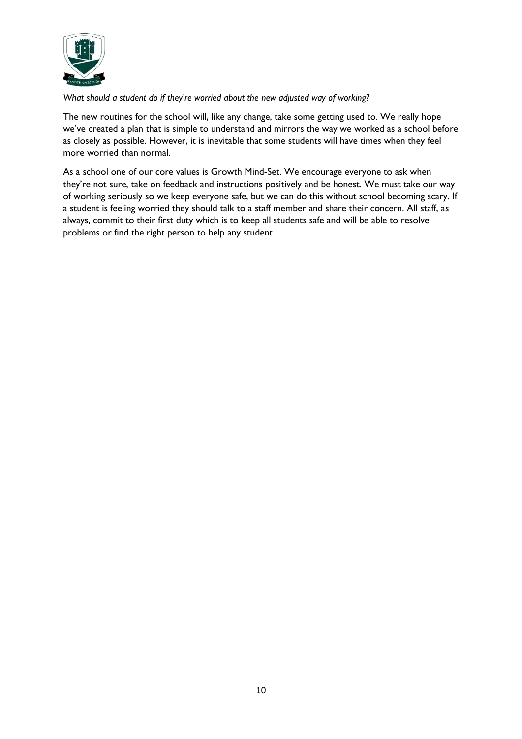*What should a student do if they're worried about the new adjusted way of working?*

The new routines for the school will, like any change, take some getting used to. We really hope we've created a plan that is simple to understand and mirrors the way we worked as a school before as closely as possible. However, it is inevitable that some students will have times when they feel more worried than normal.

As a school one of our core values is Growth Mind-Set. We encourage everyone to ask when they're not sure, take on feedback and instructions positively and be honest. We must take our way of working seriously so we keep everyone safe, but we can do this without school becoming scary. If a student is feeling worried they should talk to a staff member and share their concern. All staff, as always, commit to their first duty which is to keep all students safe and will be able to resolve problems or find the right person to help any student.